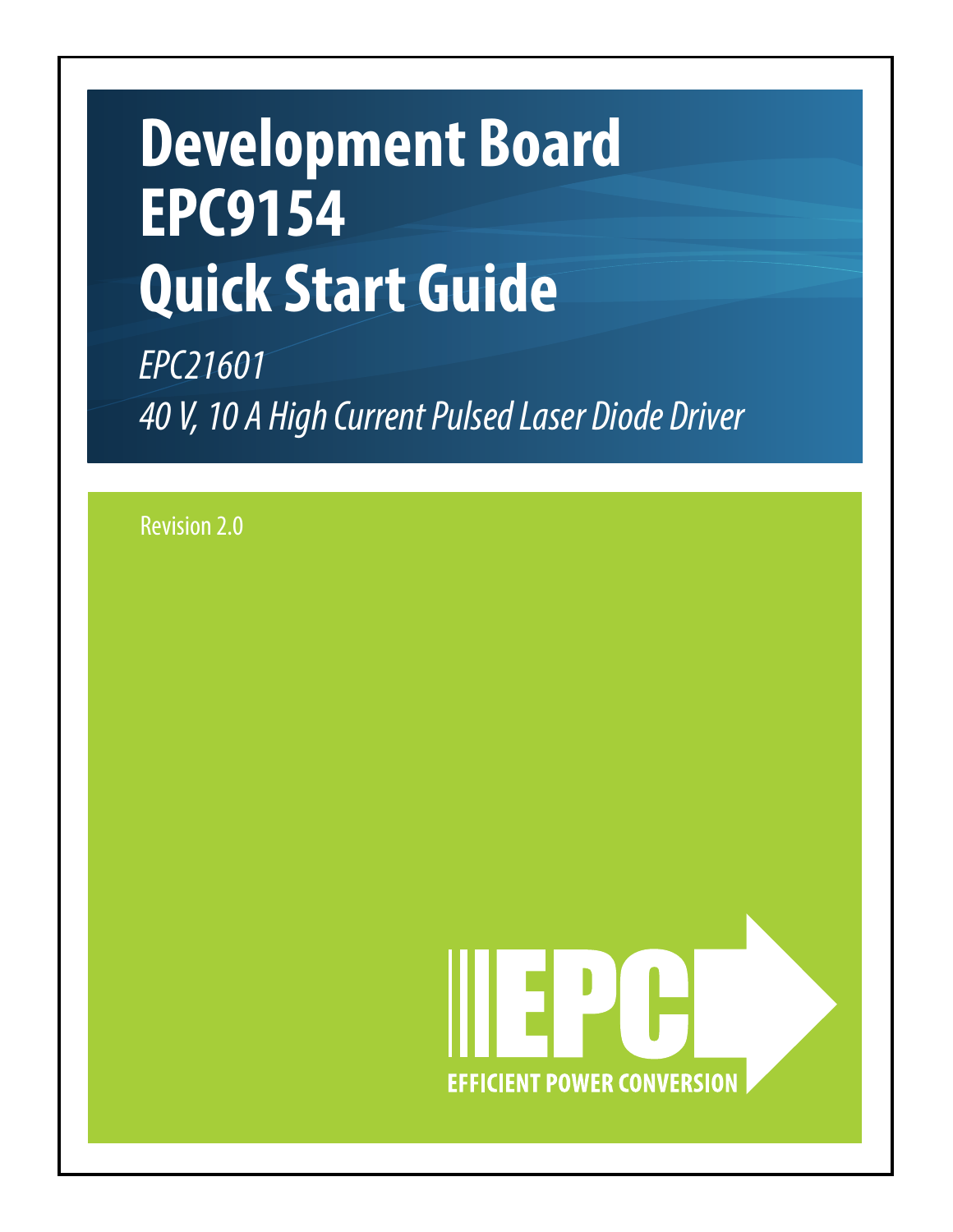# Development Board EPC9154 Quick Start Guide

*EPC21601*

*40 V, 10 A High Current Pulsed Laser Diode Driver*

Revision 2.0

EFFICIENT POWER CONVERSION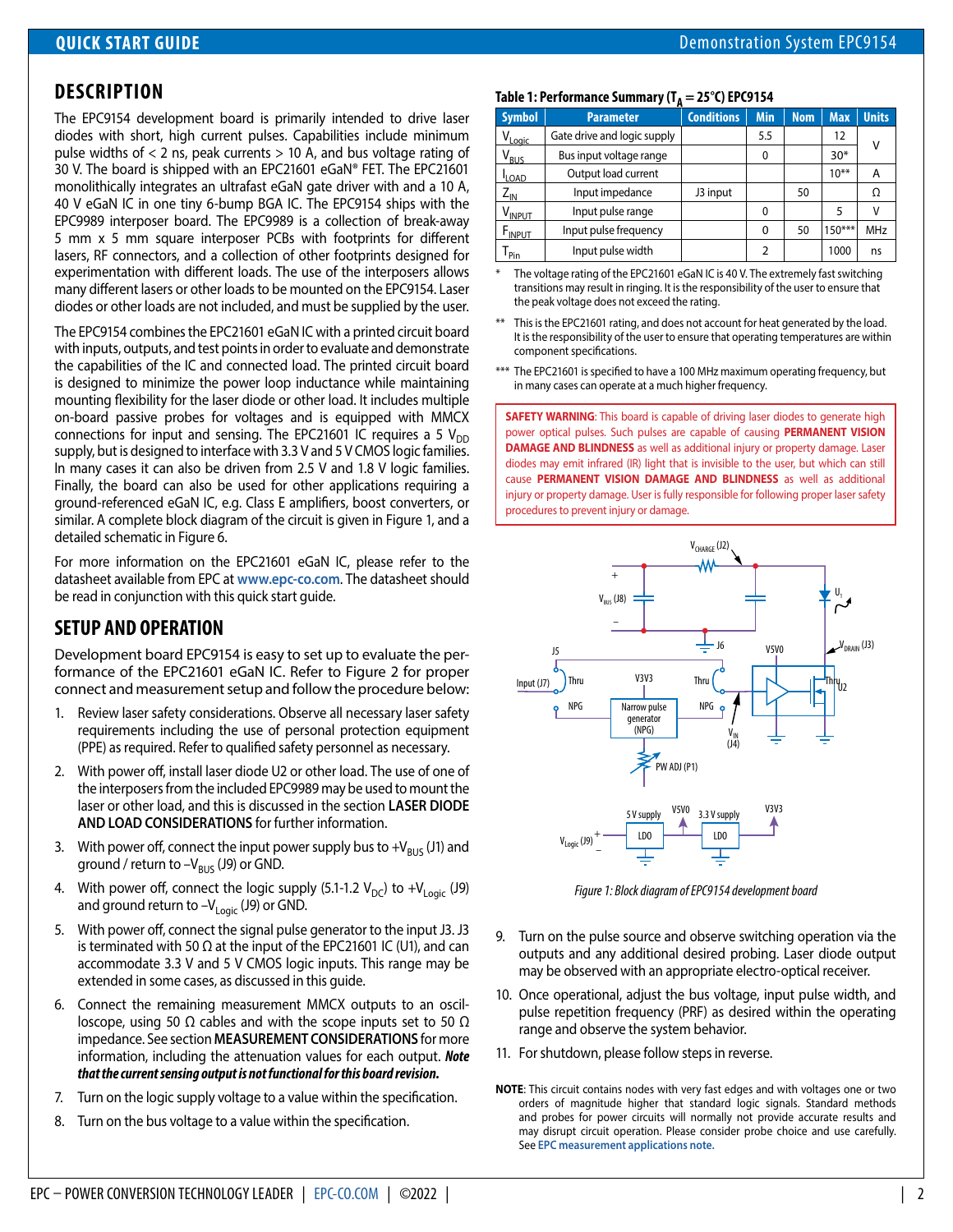## DESCRIPTION

The EPC9154 development board is primarily intended to drive laser diodes with short, high current pulses. Capabilities include minimum pulse widths of < 2 ns, peak currents > 10 A, and bus voltage rating of 30 V. The board is shipped with an EPC21601 eGaN® FET. The EPC21601 monolithically integrates an ultrafast eGaN gate driver with and a 10 A, 40 V eGaN IC in one tiny 6-bump BGA IC. The EPC9154 ships with the EPC9989 interposer board. The EPC9989 is a collection of break-away 5 mm x 5 mm square interposer PCBs with footprints for different lasers, RF connectors, and a collection of other footprints designed for experimentation with different loads. The use of the interposers allows many different lasers or other loads to be mounted on the EPC9154. Laser diodes or other loads are not included, and must be supplied by the user.

The EPC9154 combines the EPC21601 eGaN IC with a printed circuit board with inputs, outputs, and test points in order to evaluate and demonstrate the capabilities of the IC and connected load. The printed circuit board is designed to minimize the power loop inductance while maintaining mounting flexibility for the laser diode or other load. It includes multiple on-board passive probes for voltages and is equipped with MMCX connections for input and sensing. The EPC21601 IC requires a 5 $V_{DD}$ supply, but is designed to interface with 3.3 V and 5 V CMOS logic families. In many cases it can also be driven from 2.5 V and 1.8 V logic families. Finally, the board can also be used for other applications requiring a ground-referenced eGaN IC, e.g. Class E amplifiers, boost converters, or similar. A complete block diagram of the circuit is given in Figure 1, and a detailed schematic in Figure 6.

For more information on the EPC21601 eGaN IC, please refer to the datasheet available from EPC at **www.epc-co.com**. The datasheet should be read in conjunction with this quick start guide.

## SETUP AND OPERATION

Development board EPC9154 is easy to set up to evaluate the performance of the EPC21601 eGaN IC. Refer to Figure 2 for proper connect and measurement setup and follow the procedure below:

1. Review laser safety considerations. Observe all necessary laser safety requirements including the use of personal protection equipment (PPE) as required. Refer to qualified safety personnel as necessary.
2. With power off, install laser diode U2 or other load. The use of one of the interposers from the included EPC9989 may be used to mount the laser or other load, and this is discussed in the section **LASER DIODE AND LOAD CONSIDERATIONS** for further information.
3. With power off, connect the input power supply bus to $+V_{BUS}$ (J1) and ground / return to $-V_{BUS}$ (J9) or GND.
4. With power off, connect the logic supply (5.1-1.2 $V_{DC}$) to $+V_{Logic}$ (J9) and ground return to $-V_{Logic}$ (J9) or GND.
5. With power off, connect the signal pulse generator to the input J3. J3 is terminated with 50 Ω at the input of the EPC21601 IC (U1), and can accommodate 3.3 V and 5 V CMOS logic inputs. This range may be extended in some cases, as discussed in this guide.
6. Connect the remaining measurement MMCX outputs to an oscilloscope, using 50 Ω cables and with the scope inputs set to 50 Ω impedance. See section **MEASUREMENT CONSIDERATIONS** for more information, including the attenuation values for each output. ***Note that the current sensing output is not functional for this board revision.***
7. Turn on the logic supply voltage to a value within the specification.
8. Turn on the bus voltage to a value within the specification.
9. Turn on the pulse source and observe switching operation via the outputs and any additional desired probing. Laser diode output may be observed with an appropriate electro-optical receiver.
10. Once operational, adjust the bus voltage, input pulse width, and pulse repetition frequency (PRF) as desired within the operating range and observe the system behavior.
11. For shutdown, please follow steps in reverse.

**Table 1: Performance Summary ($T_A$ = 25°C) EPC9154**

| Symbol | Parameter | Conditions | Min | Nom | Max | Units |
|---|---|---|---|---|---|---|
| $V_{Logic}$ | Gate drive and logic supply | | 5.5 | | 12 | V |
| $V_{BUS}$ | Bus input voltage range | | 0 | | 30* | V |
| $I_{LOAD}$ | Output load current | | | | 10** | A |
| $Z_{IN}$ | Input impedance | J3 input | | 50 | | Ω |
| $V_{INPUT}$ | Input pulse range | | 0 | | 5 | V |
| $F_{INPUT}$ | Input pulse frequency | | 0 | 50 | 150*** | MHz |
| $T_{Pin}$ | Input pulse width | | 2 | | 1000 | ns |

\* The voltage rating of the EPC21601 eGaN IC is 40 V. The extremely fast switching transitions may result in ringing. It is the responsibility of the user to ensure that the peak voltage does not exceed the rating.

\*\* This is the EPC21601 rating, and does not account for heat generated by the load. It is the responsibility of the user to ensure that operating temperatures are within component specifications.

\*\*\* The EPC21601 is specified to have a 100 MHz maximum operating frequency, but in many cases can operate at a much higher frequency.

**SAFETY WARNING**: This board is capable of driving laser diodes to generate high power optical pulses. Such pulses are capable of causing **PERMANENT VISION DAMAGE AND BLINDNESS** as well as additional injury or property damage. Laser diodes may emit infrared (IR) light that is invisible to the user, but which can still cause **PERMANENT VISION DAMAGE AND BLINDNESS** as well as additional injury or property damage. User is fully responsible for following proper laser safety procedures to prevent injury or damage.

*Figure 1: Block diagram of EPC9154 development board*

**NOTE**: This circuit contains nodes with very fast edges and with voltages one or two orders of magnitude higher that standard logic signals. Standard methods and probes for power circuits will normally not provide accurate results and may disrupt circuit operation. Please consider probe choice and use carefully. See **EPC measurement applications note.**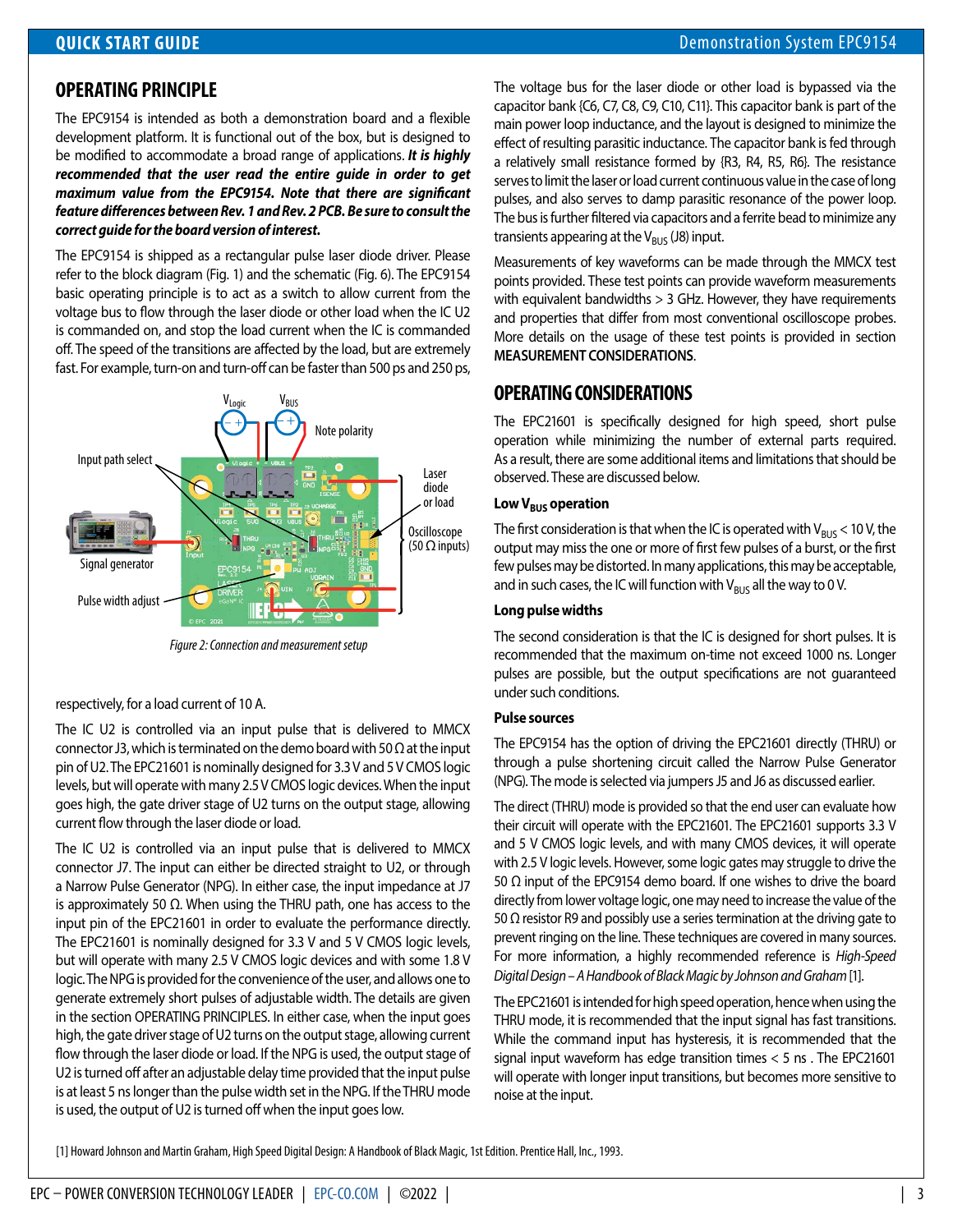## OPERATING PRINCIPLE

The EPC9154 is intended as both a demonstration board and a flexible development platform. It is functional out of the box, but is designed to be modified to accommodate a broad range of applications. ***It is highly recommended that the user read the entire guide in order to get maximum value from the EPC9154. Note that there are significant feature differences between Rev. 1 and Rev. 2 PCB. Be sure to consult the correct guide for the board version of interest.***

The EPC9154 is shipped as a rectangular pulse laser diode driver. Please refer to the block diagram (Fig. 1) and the schematic (Fig. 6). The EPC9154 basic operating principle is to act as a switch to allow current from the voltage bus to flow through the laser diode or other load when the IC U2 is commanded on, and stop the load current when the IC is commanded off. The speed of the transitions are affected by the load, but are extremely fast. For example, turn-on and turn-off can be faster than 500 ps and 250 ps, respectively, for a load current of 10 A.

*Figure 2: Connection and measurement setup*

The IC U2 is controlled via an input pulse that is delivered to MMCX connector J3, which is terminated on the demo board with 50 Ω at the input pin of U2. The EPC21601 is nominally designed for 3.3 V and 5 V CMOS logic levels, but will operate with many 2.5 V CMOS logic devices. When the input goes high, the gate driver stage of U2 turns on the output stage, allowing current flow through the laser diode or load.

The IC U2 is controlled via an input pulse that is delivered to MMCX connector J7. The input can either be directed straight to U2, or through a Narrow Pulse Generator (NPG). In either case, the input impedance at J7 is approximately 50 Ω. When using the THRU path, one has access to the input pin of the EPC21601 in order to evaluate the performance directly. The EPC21601 is nominally designed for 3.3 V and 5 V CMOS logic levels, but will operate with many 2.5 V CMOS logic devices and with some 1.8 V logic. The NPG is provided for the convenience of the user, and allows one to generate extremely short pulses of adjustable width. The details are given in the section OPERATING PRINCIPLES. In either case, when the input goes high, the gate driver stage of U2 turns on the output stage, allowing current flow through the laser diode or load. If the NPG is used, the output stage of U2 is turned off after an adjustable delay time provided that the input pulse is at least 5 ns longer than the pulse width set in the NPG. If the THRU mode is used, the output of U2 is turned off when the input goes low.

The voltage bus for the laser diode or other load is bypassed via the capacitor bank {C6, C7, C8, C9, C10, C11}. This capacitor bank is part of the main power loop inductance, and the layout is designed to minimize the effect of resulting parasitic inductance. The capacitor bank is fed through a relatively small resistance formed by {R3, R4, R5, R6}. The resistance serves to limit the laser or load current continuous value in the case of long pulses, and also serves to damp parasitic resonance of the power loop. The bus is further filtered via capacitors and a ferrite bead to minimize any transients appearing at the $V_{BUS}$ (J8) input.

Measurements of key waveforms can be made through the MMCX test points provided. These test points can provide waveform measurements with equivalent bandwidths > 3 GHz. However, they have requirements and properties that differ from most conventional oscilloscope probes. More details on the usage of these test points is provided in section **MEASUREMENT CONSIDERATIONS**.

## OPERATING CONSIDERATIONS

The EPC21601 is specifically designed for high speed, short pulse operation while minimizing the number of external parts required. As a result, there are some additional items and limitations that should be observed. These are discussed below.

### Low $V_{BUS}$ operation

The first consideration is that when the IC is operated with $V_{BUS}$ < 10 V, the output may miss the one or more of first few pulses of a burst, or the first few pulses may be distorted. In many applications, this may be acceptable, and in such cases, the IC will function with $V_{BUS}$ all the way to 0 V.

### Long pulse widths

The second consideration is that the IC is designed for short pulses. It is recommended that the maximum on-time not exceed 1000 ns. Longer pulses are possible, but the output specifications are not guaranteed under such conditions.

### Pulse sources

The EPC9154 has the option of driving the EPC21601 directly (THRU) or through a pulse shortening circuit called the Narrow Pulse Generator (NPG). The mode is selected via jumpers J5 and J6 as discussed earlier.

The direct (THRU) mode is provided so that the end user can evaluate how their circuit will operate with the EPC21601. The EPC21601 supports 3.3 V and 5 V CMOS logic levels, and with many CMOS devices, it will operate with 2.5 V logic levels. However, some logic gates may struggle to drive the 50 Ω input of the EPC9154 demo board. If one wishes to drive the board directly from lower voltage logic, one may need to increase the value of the 50 Ω resistor R9 and possibly use a series termination at the driving gate to prevent ringing on the line. These techniques are covered in many sources. For more information, a highly recommended reference is *High-Speed Digital Design – A Handbook of Black Magic by Johnson and Graham* [1].

The EPC21601 is intended for high speed operation, hence when using the THRU mode, it is recommended that the input signal has fast transitions. While the command input has hysteresis, it is recommended that the signal input waveform has edge transition times < 5 ns . The EPC21601 will operate with longer input transitions, but becomes more sensitive to noise at the input.

[1] Howard Johnson and Martin Graham, High Speed Digital Design: A Handbook of Black Magic, 1st Edition. Prentice Hall, Inc., 1993.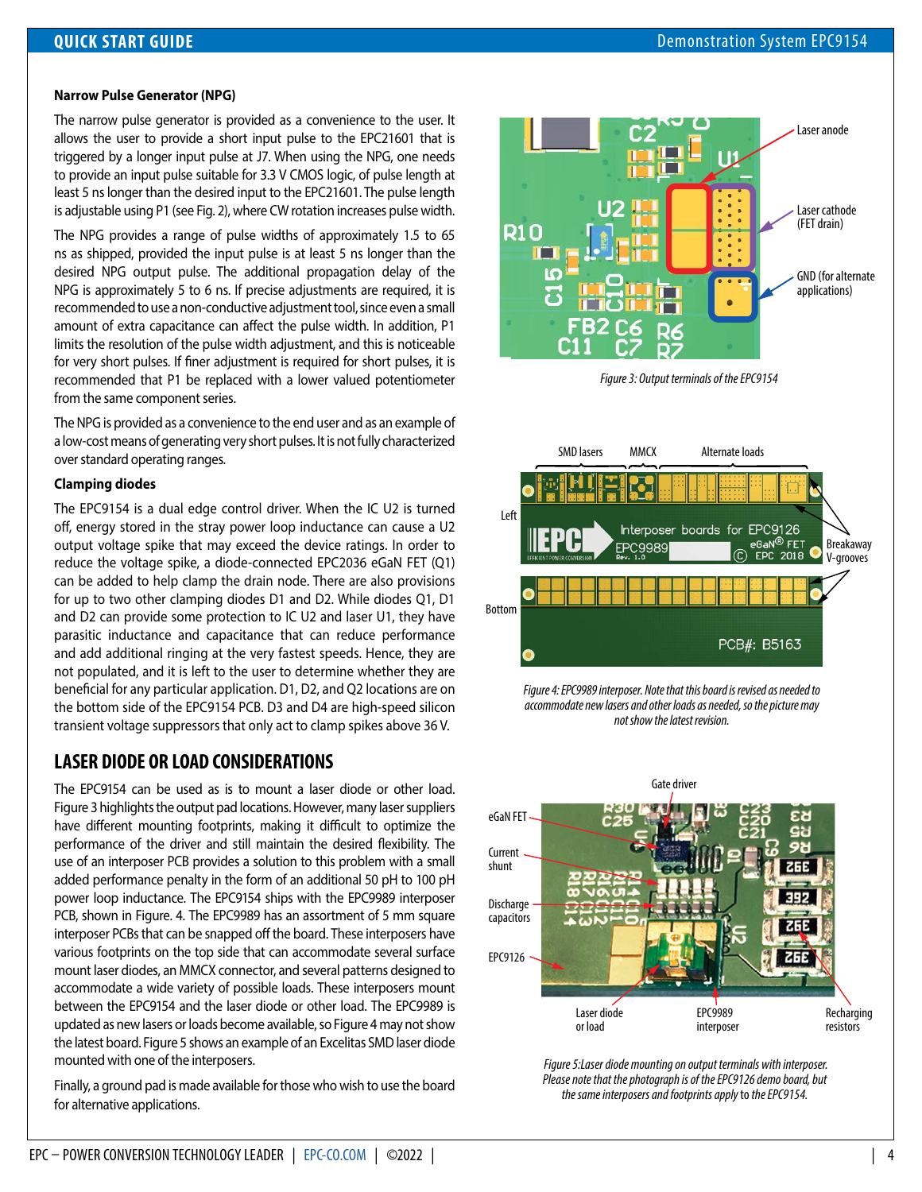**Narrow Pulse Generator (NPG)**

The narrow pulse generator is provided as a convenience to the user. It allows the user to provide a short input pulse to the EPC21601 that is triggered by a longer input pulse at J7. When using the NPG, one needs to provide an input pulse suitable for 3.3 V CMOS logic, of pulse length at least 5 ns longer than the desired input to the EPC21601. The pulse length is adjustable using P1 (see Fig. 2), where CW rotation increases pulse width.

The NPG provides a range of pulse widths of approximately 1.5 to 65 ns as shipped, provided the input pulse is at least 5 ns longer than the desired NPG output pulse. The additional propagation delay of the NPG is approximately 5 to 6 ns. If precise adjustments are required, it is recommended to use a non-conductive adjustment tool, since even a small amount of extra capacitance can affect the pulse width. In addition, P1 limits the resolution of the pulse width adjustment, and this is noticeable for very short pulses. If finer adjustment is required for short pulses, it is recommended that P1 be replaced with a lower valued potentiometer from the same component series.

The NPG is provided as a convenience to the end user and as an example of a low-cost means of generating very short pulses. It is not fully characterized over standard operating ranges.

**Clamping diodes**

The EPC9154 is a dual edge control driver. When the IC U2 is turned off, energy stored in the stray power loop inductance can cause a U2 output voltage spike that may exceed the device ratings. In order to reduce the voltage spike, a diode-connected EPC2036 eGaN FET (Q1) can be added to help clamp the drain node. There are also provisions for up to two other clamping diodes D1 and D2. While diodes Q1, D1 and D2 can provide some protection to IC U2 and laser U1, they have parasitic inductance and capacitance that can reduce performance and add additional ringing at the very fastest speeds. Hence, they are not populated, and it is left to the user to determine whether they are beneficial for any particular application. D1, D2, and Q2 locations are on the bottom side of the EPC9154 PCB. D3 and D4 are high-speed silicon transient voltage suppressors that only act to clamp spikes above 36 V.

## LASER DIODE OR LOAD CONSIDERATIONS

The EPC9154 can be used as is to mount a laser diode or other load. Figure 3 highlights the output pad locations. However, many laser suppliers have different mounting footprints, making it difficult to optimize the performance of the driver and still maintain the desired flexibility. The use of an interposer PCB provides a solution to this problem with a small added performance penalty in the form of an additional 50 pH to 100 pH power loop inductance. The EPC9154 ships with the EPC9989 interposer PCB, shown in Figure. 4. The EPC9989 has an assortment of 5 mm square interposer PCBs that can be snapped off the board. These interposers have various footprints on the top side that can accommodate several surface mount laser diodes, an MMCX connector, and several patterns designed to accommodate a wide variety of possible loads. These interposers mount between the EPC9154 and the laser diode or other load. The EPC9989 is updated as new lasers or loads become available, so Figure 4 may not show the latest board. Figure 5 shows an example of an Excelitas SMD laser diode mounted with one of the interposers.

Finally, a ground pad is made available for those who wish to use the board for alternative applications.

Laser anode
Laser cathode (FET drain)
GND (for alternate applications)

*Figure 3: Output terminals of the EPC9154*

SMD lasers | MMCX | Alternate loads | Left | Bottom | Breakaway V-grooves

*Figure 4: EPC9989 interposer. Note that this board is revised as needed to accommodate new lasers and other loads as needed, so the picture may not show the latest revision.*

Gate driver | eGaN FET | Current shunt | Discharge capacitors | EPC9126 | Laser diode or load | EPC9989 interposer | Recharging resistors

*Figure 5: Laser diode mounting on output terminals with interposer. Please note that the photograph is of the EPC9126 demo board, but the same interposers and footprints apply to the EPC9154.*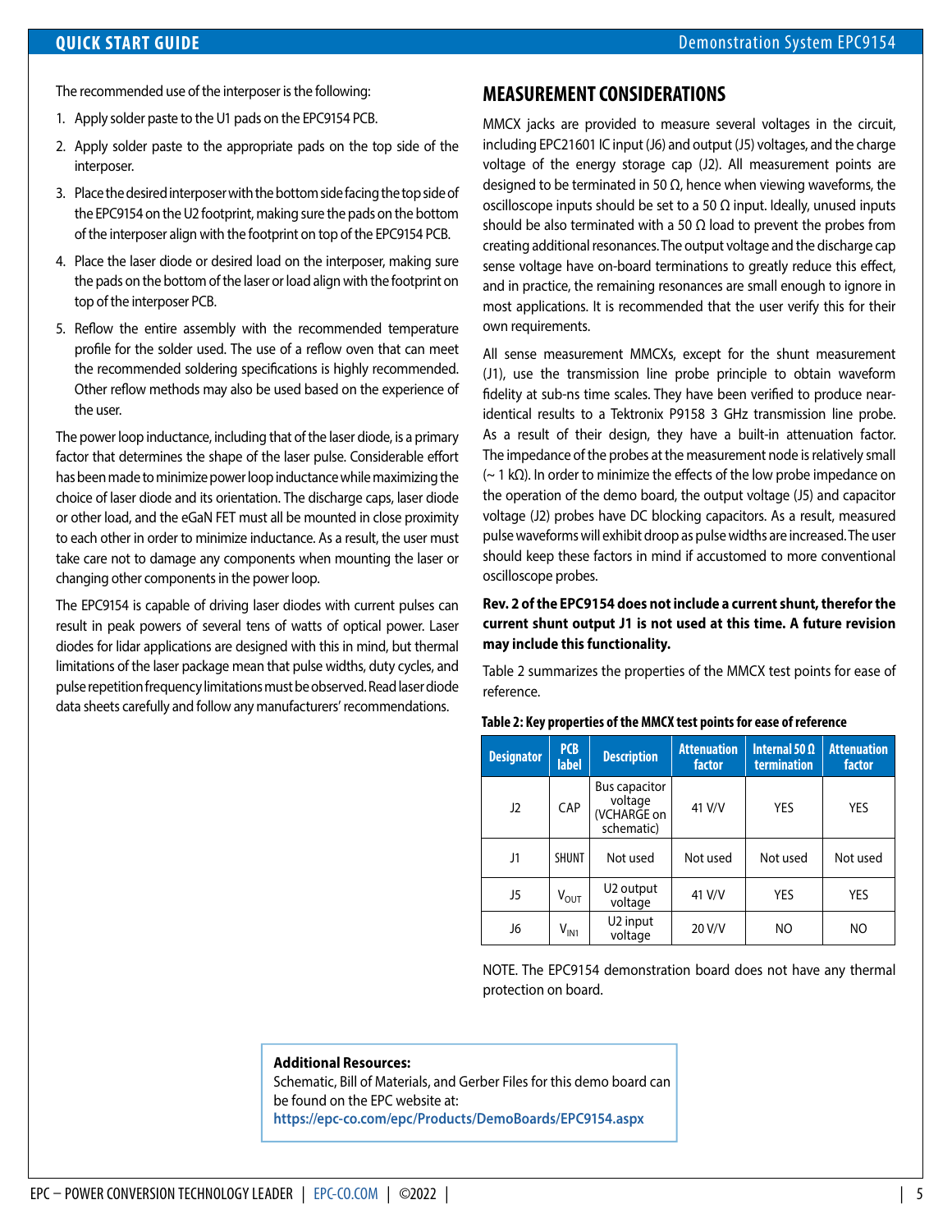The recommended use of the interposer is the following:

1. Apply solder paste to the U1 pads on the EPC9154 PCB.
2. Apply solder paste to the appropriate pads on the top side of the interposer.
3. Place the desired interposer with the bottom side facing the top side of the EPC9154 on the U2 footprint, making sure the pads on the bottom of the interposer align with the footprint on top of the EPC9154 PCB.
4. Place the laser diode or desired load on the interposer, making sure the pads on the bottom of the laser or load align with the footprint on top of the interposer PCB.
5. Reflow the entire assembly with the recommended temperature profile for the solder used. The use of a reflow oven that can meet the recommended soldering specifications is highly recommended. Other reflow methods may also be used based on the experience of the user.

The power loop inductance, including that of the laser diode, is a primary factor that determines the shape of the laser pulse. Considerable effort has been made to minimize power loop inductance while maximizing the choice of laser diode and its orientation. The discharge caps, laser diode or other load, and the eGaN FET must all be mounted in close proximity to each other in order to minimize inductance. As a result, the user must take care not to damage any components when mounting the laser or changing other components in the power loop.

The EPC9154 is capable of driving laser diodes with current pulses can result in peak powers of several tens of watts of optical power. Laser diodes for lidar applications are designed with this in mind, but thermal limitations of the laser package mean that pulse widths, duty cycles, and pulse repetition frequency limitations must be observed. Read laser diode data sheets carefully and follow any manufacturers' recommendations.

## MEASUREMENT CONSIDERATIONS

MMCX jacks are provided to measure several voltages in the circuit, including EPC21601 IC input (J6) and output (J5) voltages, and the charge voltage of the energy storage cap (J2). All measurement points are designed to be terminated in 50 Ω, hence when viewing waveforms, the oscilloscope inputs should be set to a 50 Ω input. Ideally, unused inputs should be also terminated with a 50 Ω load to prevent the probes from creating additional resonances. The output voltage and the discharge cap sense voltage have on-board terminations to greatly reduce this effect, and in practice, the remaining resonances are small enough to ignore in most applications. It is recommended that the user verify this for their own requirements.

All sense measurement MMCXs, except for the shunt measurement (J1), use the transmission line probe principle to obtain waveform fidelity at sub-ns time scales. They have been verified to produce near-identical results to a Tektronix P9158 3 GHz transmission line probe. As a result of their design, they have a built-in attenuation factor. The impedance of the probes at the measurement node is relatively small (~ 1 kΩ). In order to minimize the effects of the low probe impedance on the operation of the demo board, the output voltage (J5) and capacitor voltage (J2) probes have DC blocking capacitors. As a result, measured pulse waveforms will exhibit droop as pulse widths are increased. The user should keep these factors in mind if accustomed to more conventional oscilloscope probes.

**Rev. 2 of the EPC9154 does not include a current shunt, therefor the current shunt output J1 is not used at this time. A future revision may include this functionality.**

Table 2 summarizes the properties of the MMCX test points for ease of reference.

**Table 2: Key properties of the MMCX test points for ease of reference**

| Designator | PCB label | Description | Attenuation factor | Internal 50 Ω termination | Attenuation factor |
|---|---|---|---|---|---|
| J2 | CAP | Bus capacitor voltage (VCHARGE on schematic) | 41 V/V | YES | YES |
| J1 | SHUNT | Not used | Not used | Not used | Not used |
| J5 | $V_{OUT}$ | U2 output voltage | 41 V/V | YES | YES |
| J6 | $V_{IN1}$ | U2 input voltage | 20 V/V | NO | NO |

NOTE. The EPC9154 demonstration board does not have any thermal protection on board.

**Additional Resources:**
Schematic, Bill of Materials, and Gerber Files for this demo board can be found on the EPC website at:
**https://epc-co.com/epc/Products/DemoBoards/EPC9154.aspx**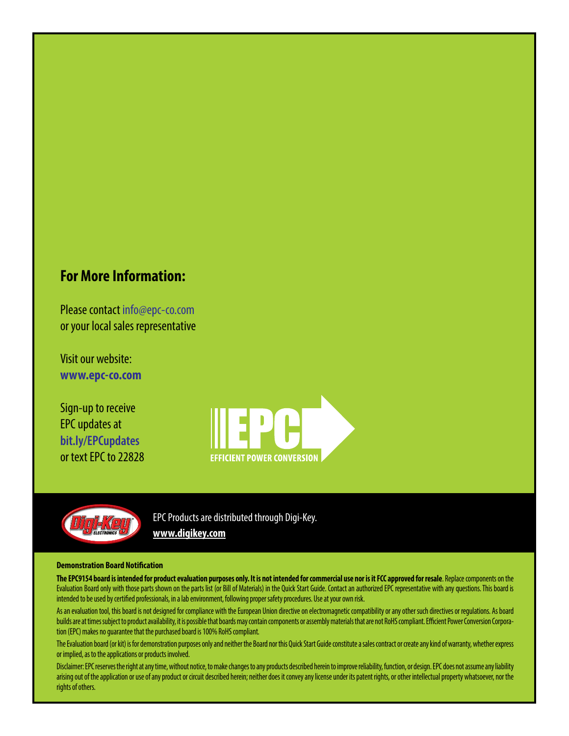## For More Information:

Please contact info@epc-co.com
or your local sales representative

Visit our website:
**www.epc-co.com**

Sign-up to receive
EPC updates at
**bit.ly/EPCupdates**
or text EPC to 22828

EPC Products are distributed through Digi-Key.
**www.digikey.com**

**Demonstration Board Notification**

**The EPC9154 board is intended for product evaluation purposes only. It is not intended for commercial use nor is it FCC approved for resale**. Replace components on the Evaluation Board only with those parts shown on the parts list (or Bill of Materials) in the Quick Start Guide. Contact an authorized EPC representative with any questions. This board is intended to be used by certified professionals, in a lab environment, following proper safety procedures. Use at your own risk.

As an evaluation tool, this board is not designed for compliance with the European Union directive on electromagnetic compatibility or any other such directives or regulations. As board builds are at times subject to product availability, it is possible that boards may contain components or assembly materials that are not RoHS compliant. Efficient Power Conversion Corporation (EPC) makes no guarantee that the purchased board is 100% RoHS compliant.

The Evaluation board (or kit) is for demonstration purposes only and neither the Board nor this Quick Start Guide constitute a sales contract or create any kind of warranty, whether express or implied, as to the applications or products involved.

Disclaimer: EPC reserves the right at any time, without notice, to make changes to any products described herein to improve reliability, function, or design. EPC does not assume any liability arising out of the application or use of any product or circuit described herein; neither does it convey any license under its patent rights, or other intellectual property whatsoever, nor the rights of others.